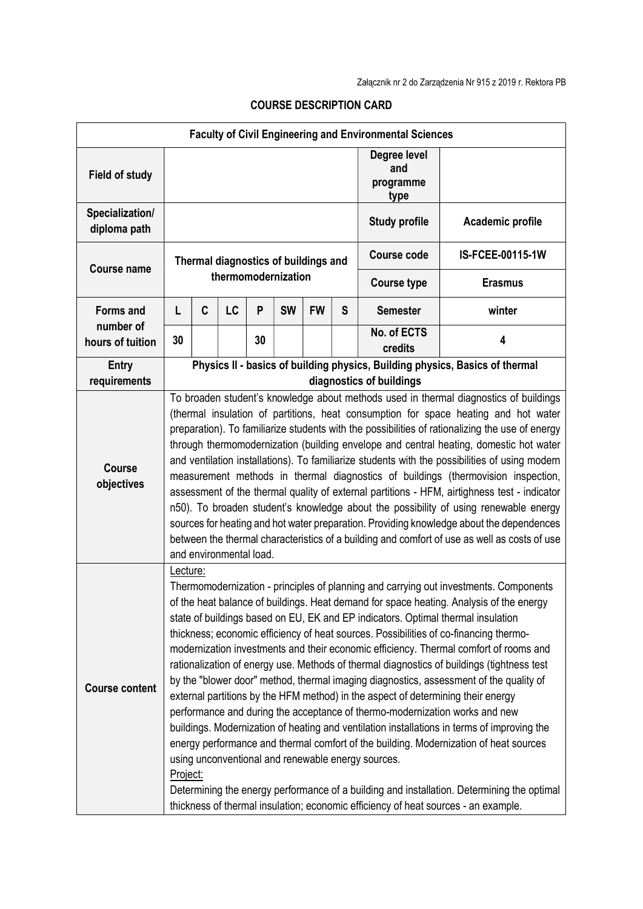Załącznik nr 2 do Zarządzenia Nr 915 z 2019 r. Rektora PB

## COURSE DESCRIPTION CARD

| Faculty of Civil Engineering and Environmental Sciences | | | | | | | | | |
|---|---|---|---|---|---|---|---|---|---|
| **Field of study** | | | | | | | | **Degree level and programme type** | |
| **Specialization/ diploma path** | | | | | | | | **Study profile** | **Academic profile** |
| **Course name** | **Thermal diagnostics of buildings and thermomodernization** | | | | | | | **Course code** | **IS-FCEE-00115-1W** |
| | | | | | | | | **Course type** | **Erasmus** |
| **Forms and number of hours of tuition** | **L** | **C** | **LC** | **P** | **SW** | **FW** | **S** | **Semester** | **winter** |
| | **30** | | | **30** | | | | **No. of ECTS credits** | **4** |
| **Entry requirements** | **Physics II - basics of building physics, Building physics, Basics of thermal diagnostics of buildings** | | | | | | | | |
| **Course objectives** | To broaden student's knowledge about methods used in thermal diagnostics of buildings (thermal insulation of partitions, heat consumption for space heating and hot water preparation). To familiarize students with the possibilities of rationalizing the use of energy through thermomodernization (building envelope and central heating, domestic hot water and ventilation installations). To familiarize students with the possibilities of using modern measurement methods in thermal diagnostics of buildings (thermovision inspection, assessment of the thermal quality of external partitions - HFM, airtightness test - indicator n50). To broaden student's knowledge about the possibility of using renewable energy sources for heating and hot water preparation. Providing knowledge about the dependences between the thermal characteristics of a building and comfort of use as well as costs of use and environmental load. | | | | | | | | |
| **Course content** | Lecture:<br>Thermomodernization - principles of planning and carrying out investments. Components of the heat balance of buildings. Heat demand for space heating. Analysis of the energy state of buildings based on EU, EK and EP indicators. Optimal thermal insulation thickness; economic efficiency of heat sources. Possibilities of co-financing thermo-modernization investments and their economic efficiency. Thermal comfort of rooms and rationalization of energy use. Methods of thermal diagnostics of buildings (tightness test by the "blower door" method, thermal imaging diagnostics, assessment of the quality of external partitions by the HFM method) in the aspect of determining their energy performance and during the acceptance of thermo-modernization works and new buildings. Modernization of heating and ventilation installations in terms of improving the energy performance and thermal comfort of the building. Modernization of heat sources using unconventional and renewable energy sources.<br>Project:<br>Determining the energy performance of a building and installation. Determining the optimal thickness of thermal insulation; economic efficiency of heat sources - an example. | | | | | | | | |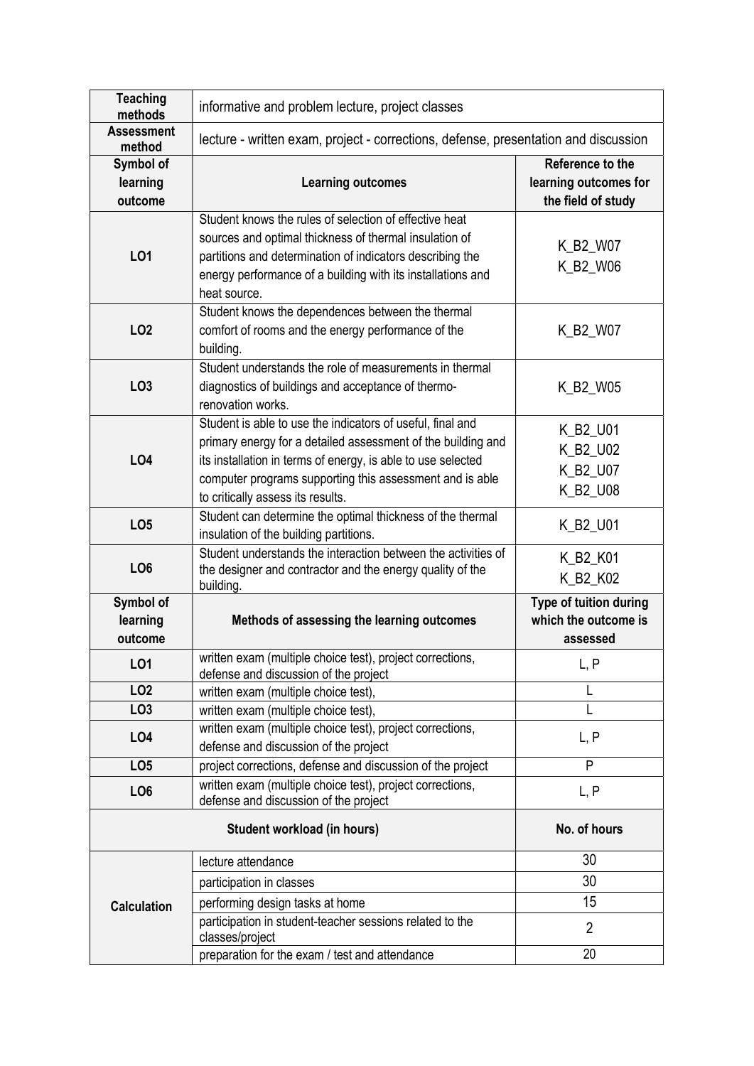| Teaching methods | informative and problem lecture, project classes | |
|---|---|---|
| **Assessment method** | lecture - written exam, project - corrections, defense, presentation and discussion | |
| **Symbol of learning outcome** | **Learning outcomes** | **Reference to the learning outcomes for the field of study** |
| **LO1** | Student knows the rules of selection of effective heat sources and optimal thickness of thermal insulation of partitions and determination of indicators describing the energy performance of a building with its installations and heat source. | K_B2_W07<br>K_B2_W06 |
| **LO2** | Student knows the dependences between the thermal comfort of rooms and the energy performance of the building. | K_B2_W07 |
| **LO3** | Student understands the role of measurements in thermal diagnostics of buildings and acceptance of thermo-renovation works. | K_B2_W05 |
| **LO4** | Student is able to use the indicators of useful, final and primary energy for a detailed assessment of the building and its installation in terms of energy, is able to use selected computer programs supporting this assessment and is able to critically assess its results. | K_B2_U01<br>K_B2_U02<br>K_B2_U07<br>K_B2_U08 |
| **LO5** | Student can determine the optimal thickness of the thermal insulation of the building partitions. | K_B2_U01 |
| **LO6** | Student understands the interaction between the activities of the designer and contractor and the energy quality of the building. | K_B2_K01<br>K_B2_K02 |
| **Symbol of learning outcome** | **Methods of assessing the learning outcomes** | **Type of tuition during which the outcome is assessed** |
| **LO1** | written exam (multiple choice test), project corrections, defense and discussion of the project | L, P |
| **LO2** | written exam (multiple choice test), | L |
| **LO3** | written exam (multiple choice test), | L |
| **LO4** | written exam (multiple choice test), project corrections, defense and discussion of the project | L, P |
| **LO5** | project corrections, defense and discussion of the project | P |
| **LO6** | written exam (multiple choice test), project corrections, defense and discussion of the project | L, P |
| **Student workload (in hours)** | | **No. of hours** |
| **Calculation** | lecture attendance | 30 |
| | participation in classes | 30 |
| | performing design tasks at home | 15 |
| | participation in student-teacher sessions related to the classes/project | 2 |
| | preparation for the exam / test and attendance | 20 |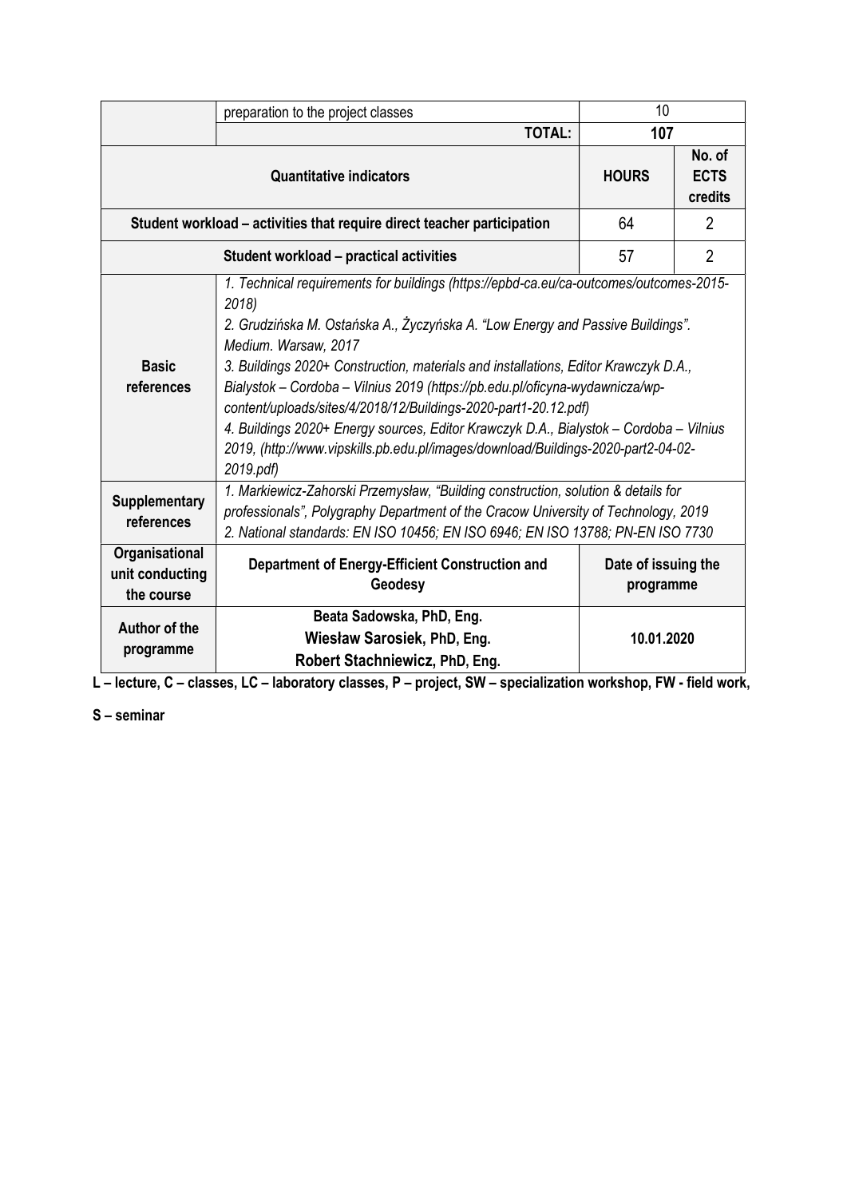| | | | |
|---|---|---|---|
| | preparation to the project classes | 10 | |
| | **TOTAL:** | **107** | |
| **Quantitative indicators** | | **HOURS** | **No. of ECTS credits** |
| **Student workload – activities that require direct teacher participation** | | 64 | 2 |
| **Student workload – practical activities** | | 57 | 2 |
| **Basic references** | *1. Technical requirements for buildings (https://epbd-ca.eu/ca-outcomes/outcomes-2015-2018)*<br>*2. Grudzińska M. Ostańska A., Życzyńska A. "Low Energy and Passive Buildings". Medium. Warsaw, 2017*<br>*3. Buildings 2020+ Construction, materials and installations, Editor Krawczyk D.A., Bialystok – Cordoba – Vilnius 2019 (https://pb.edu.pl/oficyna-wydawnicza/wp-content/uploads/sites/4/2018/12/Buildings-2020-part1-20.12.pdf)*<br>*4. Buildings 2020+ Energy sources, Editor Krawczyk D.A., Bialystok – Cordoba – Vilnius 2019, (http://www.vipskills.pb.edu.pl/images/download/Buildings-2020-part2-04-02-2019.pdf)* | | |
| **Supplementary references** | *1. Markiewicz-Zahorski Przemysław, "Building construction, solution & details for professionals", Polygraphy Department of the Cracow University of Technology, 2019*<br>*2. National standards: EN ISO 10456; EN ISO 6946; EN ISO 13788; PN-EN ISO 7730* | | |
| **Organisational unit conducting the course** | **Department of Energy-Efficient Construction and Geodesy** | **Date of issuing the programme** | |
| **Author of the programme** | **Beata Sadowska, PhD, Eng.**<br>**Wiesław Sarosiek, PhD, Eng.**<br>**Robert Stachniewicz, PhD, Eng.** | **10.01.2020** | |

**L – lecture, C – classes, LC – laboratory classes, P – project, SW – specialization workshop, FW - field work, S – seminar**